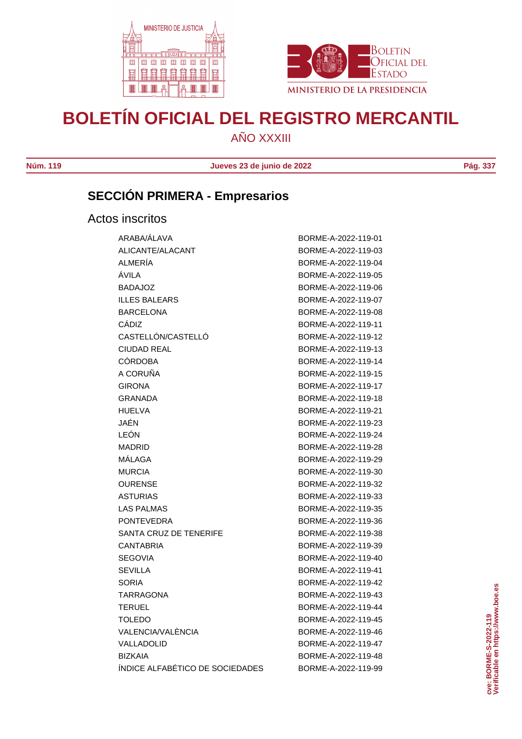# BOLETÍN OFICIAL DEL REGISTRO MERCANTIL

AÑO XXXIII

**Núm. 119** **Jueves 23 de junio de 2022**

## SECCIÓN PRIMERA - Empresarios

### Actos inscritos

| | |
|---|---|
| ARABA/ÁLAVA | BORME-A-2022-119-01 |
| ALICANTE/ALACANT | BORME-A-2022-119-03 |
| ALMERÍA | BORME-A-2022-119-04 |
| ÁVILA | BORME-A-2022-119-05 |
| BADAJOZ | BORME-A-2022-119-06 |
| ILLES BALEARS | BORME-A-2022-119-07 |
| BARCELONA | BORME-A-2022-119-08 |
| CÁDIZ | BORME-A-2022-119-11 |
| CASTELLÓN/CASTELLÓ | BORME-A-2022-119-12 |
| CIUDAD REAL | BORME-A-2022-119-13 |
| CÓRDOBA | BORME-A-2022-119-14 |
| A CORUÑA | BORME-A-2022-119-15 |
| GIRONA | BORME-A-2022-119-17 |
| GRANADA | BORME-A-2022-119-18 |
| HUELVA | BORME-A-2022-119-21 |
| JAÉN | BORME-A-2022-119-23 |
| LEÓN | BORME-A-2022-119-24 |
| MADRID | BORME-A-2022-119-28 |
| MÁLAGA | BORME-A-2022-119-29 |
| MURCIA | BORME-A-2022-119-30 |
| OURENSE | BORME-A-2022-119-32 |
| ASTURIAS | BORME-A-2022-119-33 |
| LAS PALMAS | BORME-A-2022-119-35 |
| PONTEVEDRA | BORME-A-2022-119-36 |
| SANTA CRUZ DE TENERIFE | BORME-A-2022-119-38 |
| CANTABRIA | BORME-A-2022-119-39 |
| SEGOVIA | BORME-A-2022-119-40 |
| SEVILLA | BORME-A-2022-119-41 |
| SORIA | BORME-A-2022-119-42 |
| TARRAGONA | BORME-A-2022-119-43 |
| TERUEL | BORME-A-2022-119-44 |
| TOLEDO | BORME-A-2022-119-45 |
| VALENCIA/VALÈNCIA | BORME-A-2022-119-46 |
| VALLADOLID | BORME-A-2022-119-47 |
| BIZKAIA | BORME-A-2022-119-48 |
| ÍNDICE ALFABÉTICO DE SOCIEDADES | BORME-A-2022-119-99 |

cve: BORME-S-2022-119
Verificable en https://www.boe.es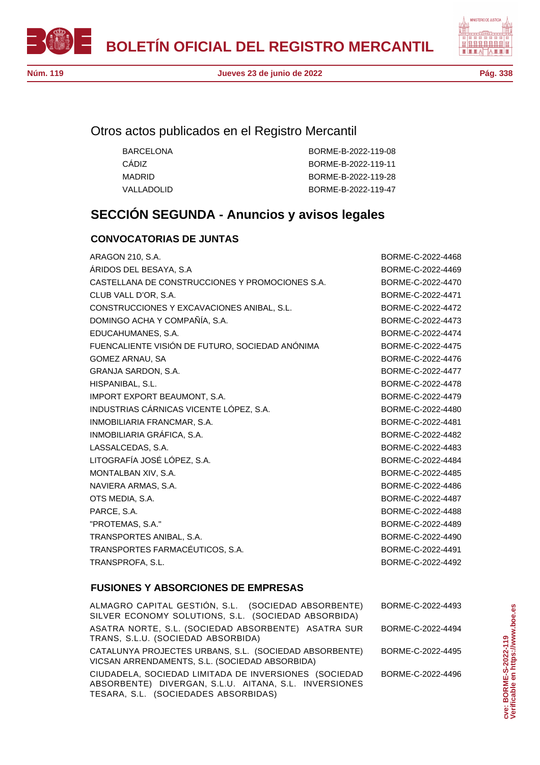## Otros actos publicados en el Registro Mercantil

| | |
|---|---|
| BARCELONA | BORME-B-2022-119-08 |
| CÁDIZ | BORME-B-2022-119-11 |
| MADRID | BORME-B-2022-119-28 |
| VALLADOLID | BORME-B-2022-119-47 |

# SECCIÓN SEGUNDA - Anuncios y avisos legales

## CONVOCATORIAS DE JUNTAS

| | |
|---|---|
| ARAGON 210, S.A. | BORME-C-2022-4468 |
| ÁRIDOS DEL BESAYA, S.A | BORME-C-2022-4469 |
| CASTELLANA DE CONSTRUCCIONES Y PROMOCIONES S.A. | BORME-C-2022-4470 |
| CLUB VALL D'OR, S.A. | BORME-C-2022-4471 |
| CONSTRUCCIONES Y EXCAVACIONES ANIBAL, S.L. | BORME-C-2022-4472 |
| DOMINGO ACHA Y COMPAÑÍA, S.A. | BORME-C-2022-4473 |
| EDUCAHUMANES, S.A. | BORME-C-2022-4474 |
| FUENCALIENTE VISIÓN DE FUTURO, SOCIEDAD ANÓNIMA | BORME-C-2022-4475 |
| GOMEZ ARNAU, SA | BORME-C-2022-4476 |
| GRANJA SARDON, S.A. | BORME-C-2022-4477 |
| HISPANIBAL, S.L. | BORME-C-2022-4478 |
| IMPORT EXPORT BEAUMONT, S.A. | BORME-C-2022-4479 |
| INDUSTRIAS CÁRNICAS VICENTE LÓPEZ, S.A. | BORME-C-2022-4480 |
| INMOBILIARIA FRANCMAR, S.A. | BORME-C-2022-4481 |
| INMOBILIARIA GRÁFICA, S.A. | BORME-C-2022-4482 |
| LASSALCEDAS, S.A. | BORME-C-2022-4483 |
| LITOGRAFÍA JOSÉ LÓPEZ, S.A. | BORME-C-2022-4484 |
| MONTALBAN XIV, S.A. | BORME-C-2022-4485 |
| NAVIERA ARMAS, S.A. | BORME-C-2022-4486 |
| OTS MEDIA, S.A. | BORME-C-2022-4487 |
| PARCE, S.A. | BORME-C-2022-4488 |
| "PROTEMAS, S.A." | BORME-C-2022-4489 |
| TRANSPORTES ANIBAL, S.A. | BORME-C-2022-4490 |
| TRANSPORTES FARMACÉUTICOS, S.A. | BORME-C-2022-4491 |
| TRANSPROFA, S.L. | BORME-C-2022-4492 |

## FUSIONES Y ABSORCIONES DE EMPRESAS

| | |
|---|---|
| ALMAGRO CAPITAL GESTIÓN, S.L. (SOCIEDAD ABSORBENTE) SILVER ECONOMY SOLUTIONS, S.L. (SOCIEDAD ABSORBIDA) | BORME-C-2022-4493 |
| ASATRA NORTE, S.L. (SOCIEDAD ABSORBENTE) ASATRA SUR TRANS, S.L.U. (SOCIEDAD ABSORBIDA) | BORME-C-2022-4494 |
| CATALUNYA PROJECTES URBANS, S.L. (SOCIEDAD ABSORBENTE) VICSAN ARRENDAMENTS, S.L. (SOCIEDAD ABSORBIDA) | BORME-C-2022-4495 |
| CIUDADELA, SOCIEDAD LIMITADA DE INVERSIONES (SOCIEDAD ABSORBENTE) DIVERGAN, S.L.U. AITANA, S.L. INVERSIONES TESARA, S.L. (SOCIEDADES ABSORBIDAS) | BORME-C-2022-4496 |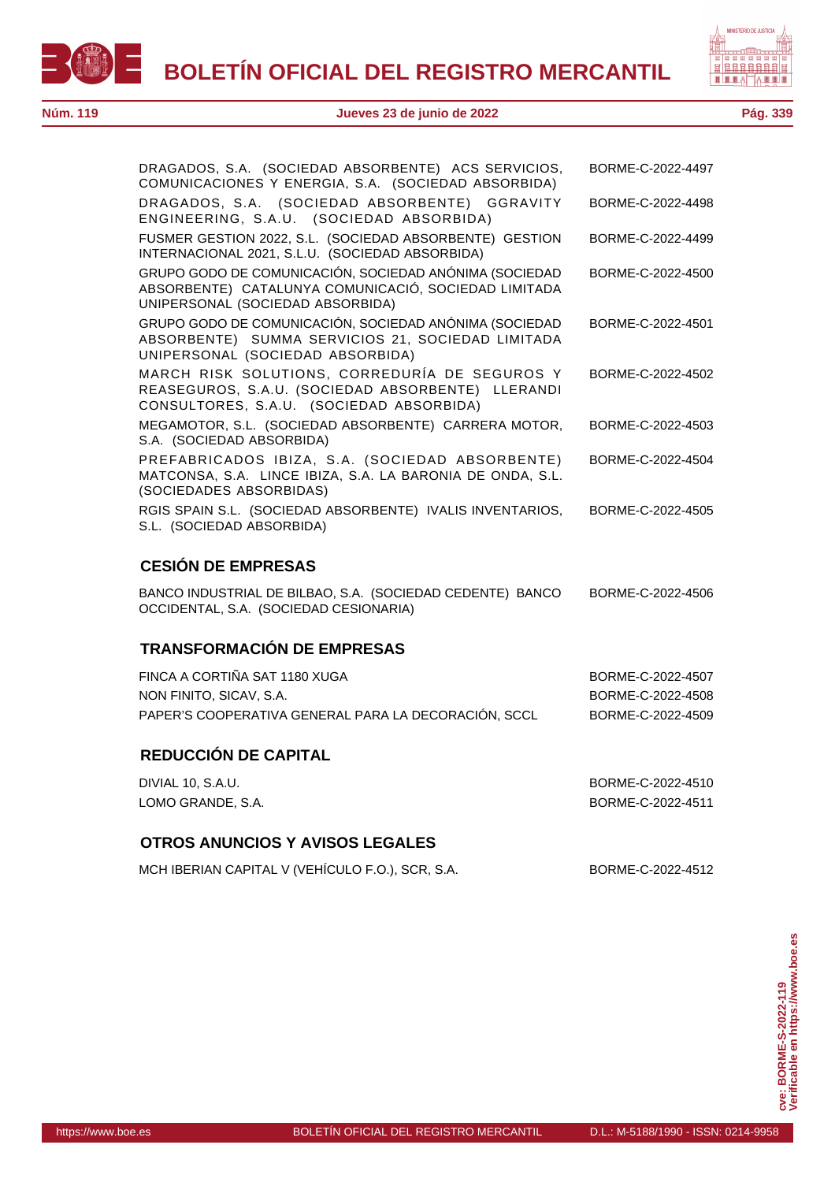| | |
|---|---|
| DRAGADOS, S.A. (SOCIEDAD ABSORBENTE) ACS SERVICIOS, COMUNICACIONES Y ENERGIA, S.A. (SOCIEDAD ABSORBIDA) | BORME-C-2022-4497 |
| DRAGADOS, S.A. (SOCIEDAD ABSORBENTE) GGRAVITY ENGINEERING, S.A.U. (SOCIEDAD ABSORBIDA) | BORME-C-2022-4498 |
| FUSMER GESTION 2022, S.L. (SOCIEDAD ABSORBENTE) GESTION INTERNACIONAL 2021, S.L.U. (SOCIEDAD ABSORBIDA) | BORME-C-2022-4499 |
| GRUPO GODO DE COMUNICACIÓN, SOCIEDAD ANÓNIMA (SOCIEDAD ABSORBENTE) CATALUNYA COMUNICACIÓ, SOCIEDAD LIMITADA UNIPERSONAL (SOCIEDAD ABSORBIDA) | BORME-C-2022-4500 |
| GRUPO GODO DE COMUNICACIÓN, SOCIEDAD ANÓNIMA (SOCIEDAD ABSORBENTE) SUMMA SERVICIOS 21, SOCIEDAD LIMITADA UNIPERSONAL (SOCIEDAD ABSORBIDA) | BORME-C-2022-4501 |
| MARCH RISK SOLUTIONS, CORREDURÍA DE SEGUROS Y REASEGUROS, S.A.U. (SOCIEDAD ABSORBENTE) LLERANDI CONSULTORES, S.A.U. (SOCIEDAD ABSORBIDA) | BORME-C-2022-4502 |
| MEGAMOTOR, S.L. (SOCIEDAD ABSORBENTE) CARRERA MOTOR, S.A. (SOCIEDAD ABSORBIDA) | BORME-C-2022-4503 |
| PREFABRICADOS IBIZA, S.A. (SOCIEDAD ABSORBENTE) MATCONSA, S.A. LINCE IBIZA, S.A. LA BARONIA DE ONDA, S.L. (SOCIEDADES ABSORBIDAS) | BORME-C-2022-4504 |
| RGIS SPAIN S.L. (SOCIEDAD ABSORBENTE) IVALIS INVENTARIOS, S.L. (SOCIEDAD ABSORBIDA) | BORME-C-2022-4505 |

## CESIÓN DE EMPRESAS

| | |
|---|---|
| BANCO INDUSTRIAL DE BILBAO, S.A. (SOCIEDAD CEDENTE) BANCO OCCIDENTAL, S.A. (SOCIEDAD CESIONARIA) | BORME-C-2022-4506 |

## TRANSFORMACIÓN DE EMPRESAS

| | |
|---|---|
| FINCA A CORTIÑA SAT 1180 XUGA | BORME-C-2022-4507 |
| NON FINITO, SICAV, S.A. | BORME-C-2022-4508 |
| PAPER'S COOPERATIVA GENERAL PARA LA DECORACIÓN, SCCL | BORME-C-2022-4509 |

## REDUCCIÓN DE CAPITAL

| | |
|---|---|
| DIVIAL 10, S.A.U. | BORME-C-2022-4510 |
| LOMO GRANDE, S.A. | BORME-C-2022-4511 |

## OTROS ANUNCIOS Y AVISOS LEGALES

| | |
|---|---|
| MCH IBERIAN CAPITAL V (VEHÍCULO F.O.), SCR, S.A. | BORME-C-2022-4512 |